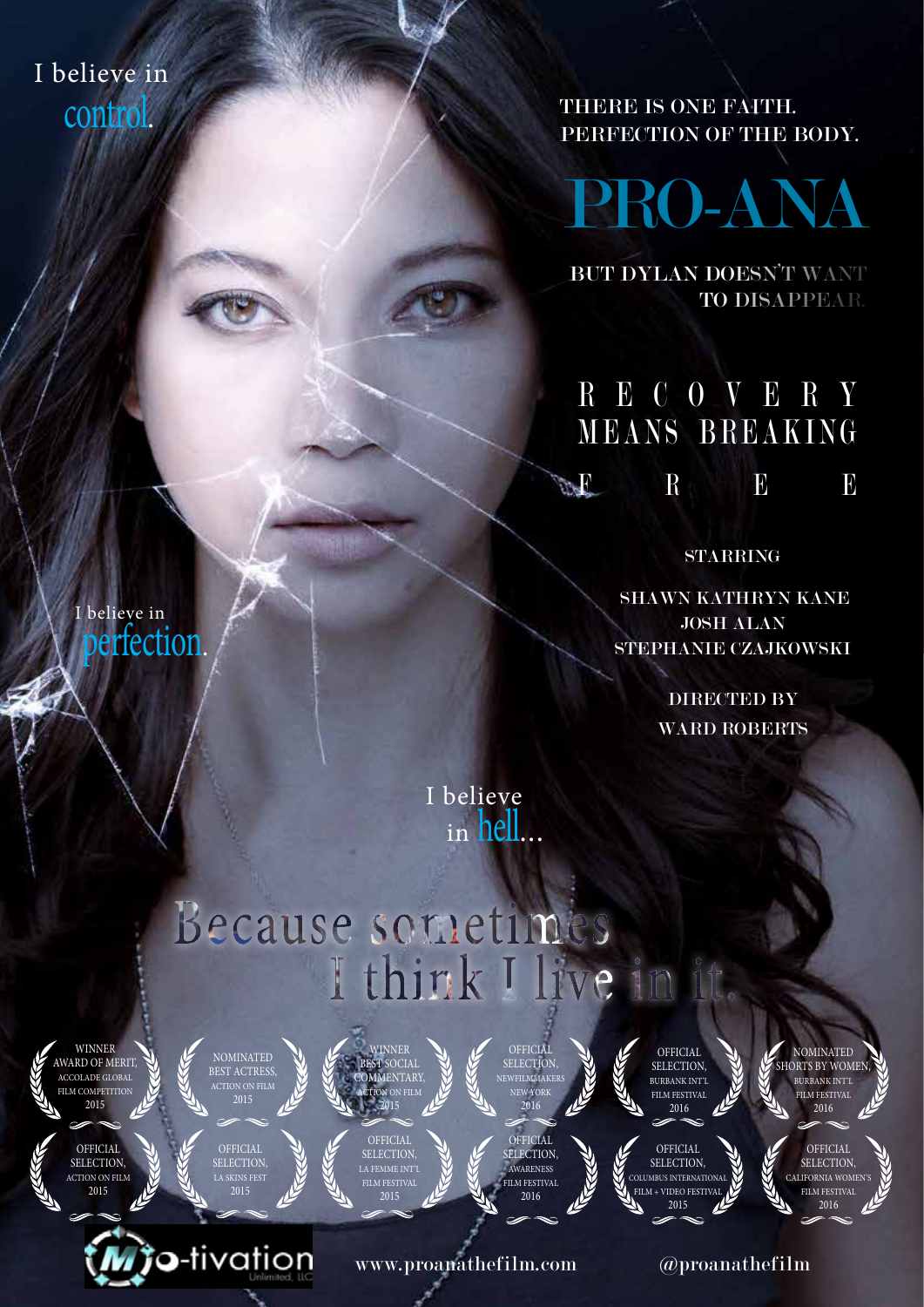I believe in control.

THERE IS ONE FAITH.
PERFECTION OF THE BODY.

# PRO-ANA

BUT DYLAN DOESN'T WANT TO DISAPPEAR.

RECOVERY MEANS BREAKING FREE

I believe in perfection.

STARRING

SHAWN KATHRYN KANE
JOSH ALAN
STEPHANIE CZAJKOWSKI

DIRECTED BY
WARD ROBERTS

I believe in hell...

Because sometimes I think I live in it.

WINNER AWARD OF MERIT, ACCOLADE GLOBAL FILM COMPETITION 2015

NOMINATED BEST ACTRESS, ACTION ON FILM 2015

WINNER BEST SOCIAL COMMENTARY, ACTION ON FILM 2015

OFFICIAL SELECTION, NEWFILMMAKERS NEW YORK 2016

OFFICIAL SELECTION, BURBANK INT'L FILM FESTIVAL 2016

NOMINATED SHORTS BY WOMEN, BURBANK INT'L FILM FESTIVAL 2016

OFFICIAL SELECTION, ACTION ON FILM 2015

OFFICIAL SELECTION, LA SKINS FEST 2015

OFFICIAL SELECTION, LA FEMME INT'L FILM FESTIVAL 2015

OFFICIAL SELECTION, AWARENESS FILM FESTIVAL 2016

OFFICIAL SELECTION, COLUMBUS INTERNATIONAL FILM + VIDEO FESTIVAL 2015

OFFICIAL SELECTION, CALIFORNIA WOMEN'S FILM FESTIVAL 2016

Mo-tivation Unlimited, LLC

www.proanathefilm.com

@proanathefilm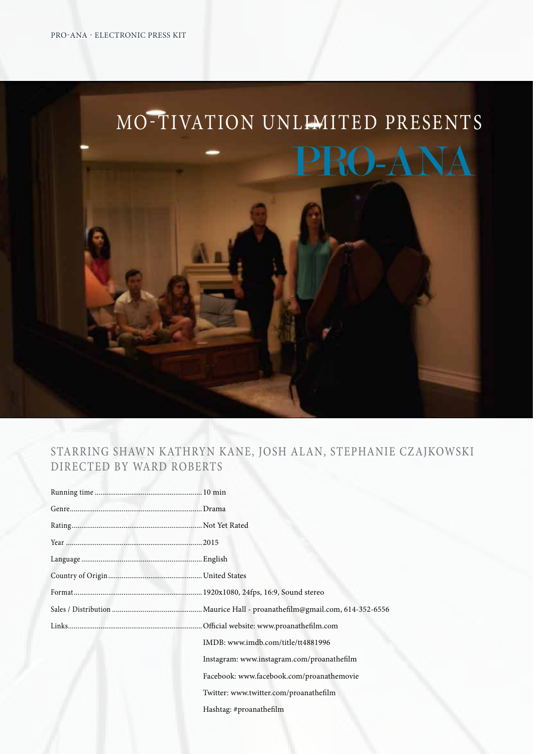MO-TIVATION UNLIMITED PRESENTS

# PRO-ANA

## STARRING SHAWN KATHRYN KANE, JOSH ALAN, STEPHANIE CZAJKOWSKI
## DIRECTED BY WARD ROBERTS

| | |
|---|---|
| Running time | 10 min |
| Genre | Drama |
| Rating | Not Yet Rated |
| Year | 2015 |
| Language | English |
| Country of Origin | United States |
| Format | 1920x1080, 24fps, 16:9, Sound stereo |
| Sales / Distribution | Maurice Hall - proanathefilm@gmail.com, 614-352-6556 |
| Links | Official website: www.proanathefilm.com |
| | IMDB: www.imdb.com/title/tt4881996 |
| | Instagram: www.instagram.com/proanathefilm |
| | Facebook: www.facebook.com/proanathemovie |
| | Twitter: www.twitter.com/proanathefilm |
| | Hashtag: #proanathefilm |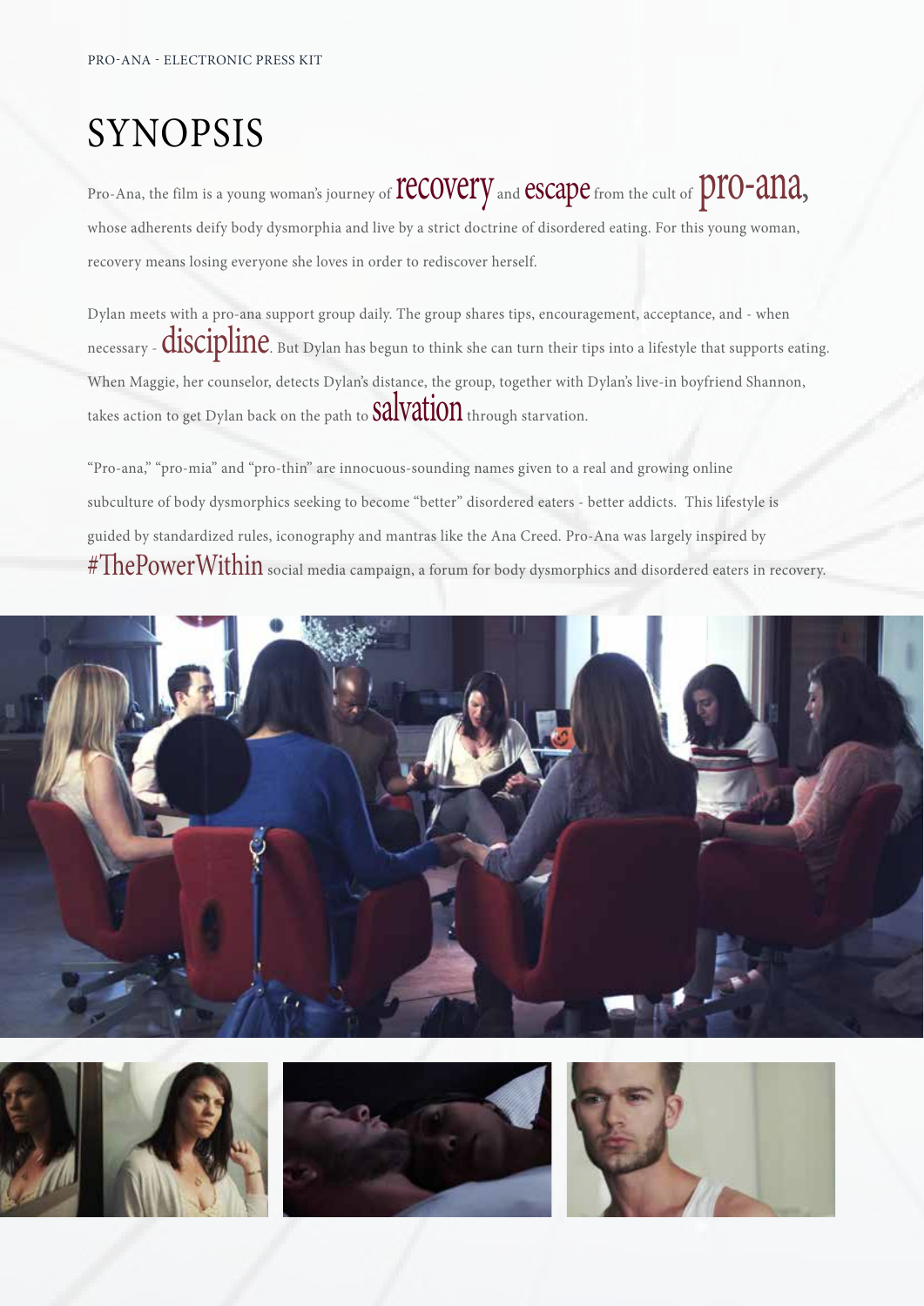# SYNOPSIS

Pro-Ana, the film is a young woman's journey of recovery and escape from the cult of pro-ana, whose adherents deify body dysmorphia and live by a strict doctrine of disordered eating. For this young woman, recovery means losing everyone she loves in order to rediscover herself.

Dylan meets with a pro-ana support group daily. The group shares tips, encouragement, acceptance, and - when necessary - discipline. But Dylan has begun to think she can turn their tips into a lifestyle that supports eating. When Maggie, her counselor, detects Dylan's distance, the group, together with Dylan's live-in boyfriend Shannon, takes action to get Dylan back on the path to salvation through starvation.

"Pro-ana," "pro-mia" and "pro-thin" are innocuous-sounding names given to a real and growing online subculture of body dysmorphics seeking to become "better" disordered eaters - better addicts. This lifestyle is guided by standardized rules, iconography and mantras like the Ana Creed. Pro-Ana was largely inspired by #ThePowerWithin social media campaign, a forum for body dysmorphics and disordered eaters in recovery.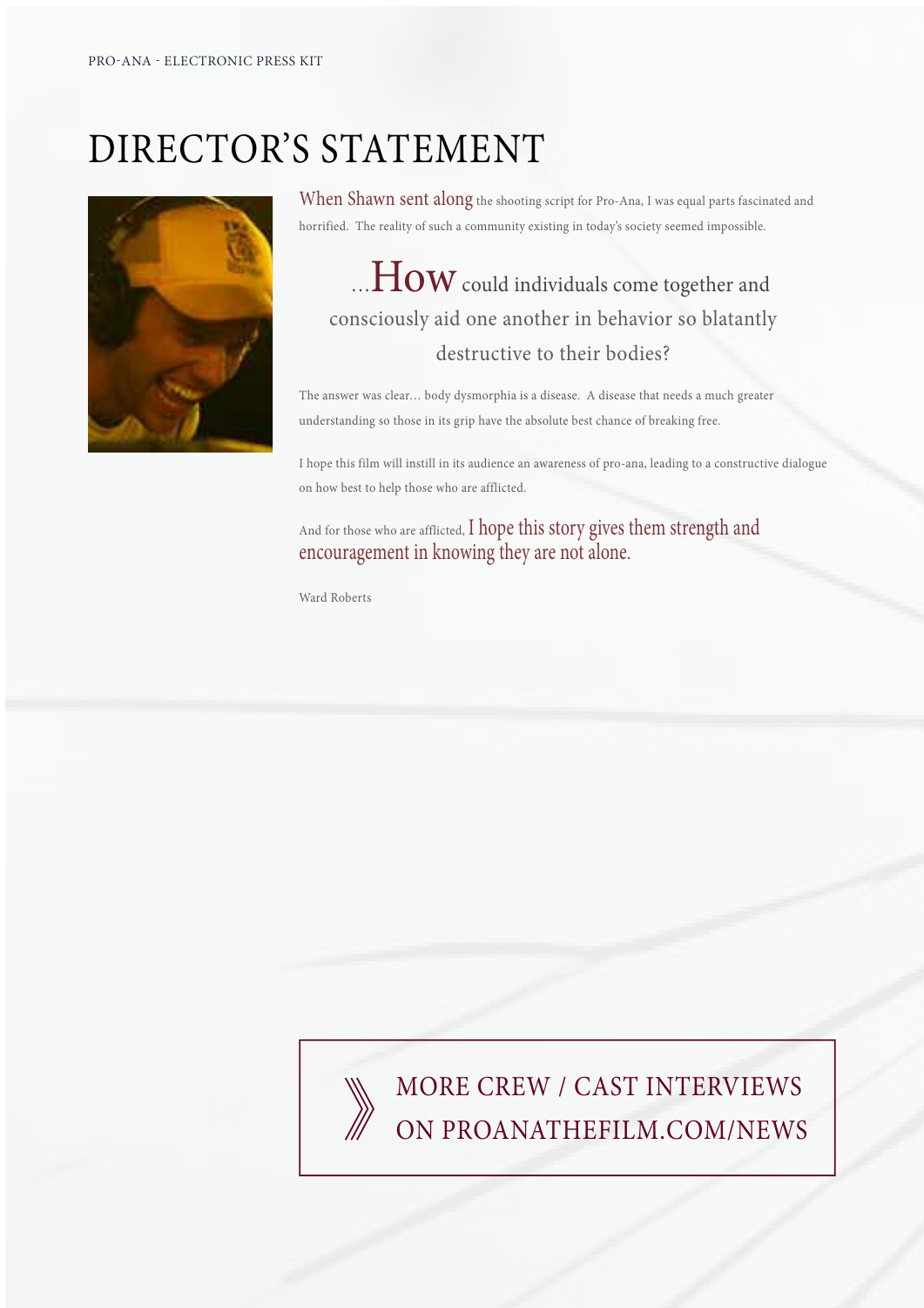# DIRECTOR'S STATEMENT

When Shawn sent along the shooting script for Pro-Ana, I was equal parts fascinated and horrified. The reality of such a community existing in today's society seemed impossible.

> ...How could individuals come together and consciously aid one another in behavior so blatantly destructive to their bodies?

The answer was clear... body dysmorphia is a disease. A disease that needs a much greater understanding so those in its grip have the absolute best chance of breaking free.

I hope this film will instill in its audience an awareness of pro-ana, leading to a constructive dialogue on how best to help those who are afflicted.

And for those who are afflicted, I hope this story gives them strength and encouragement in knowing they are not alone.

Ward Roberts

MORE CREW / CAST INTERVIEWS ON PROANATHEFILM.COM/NEWS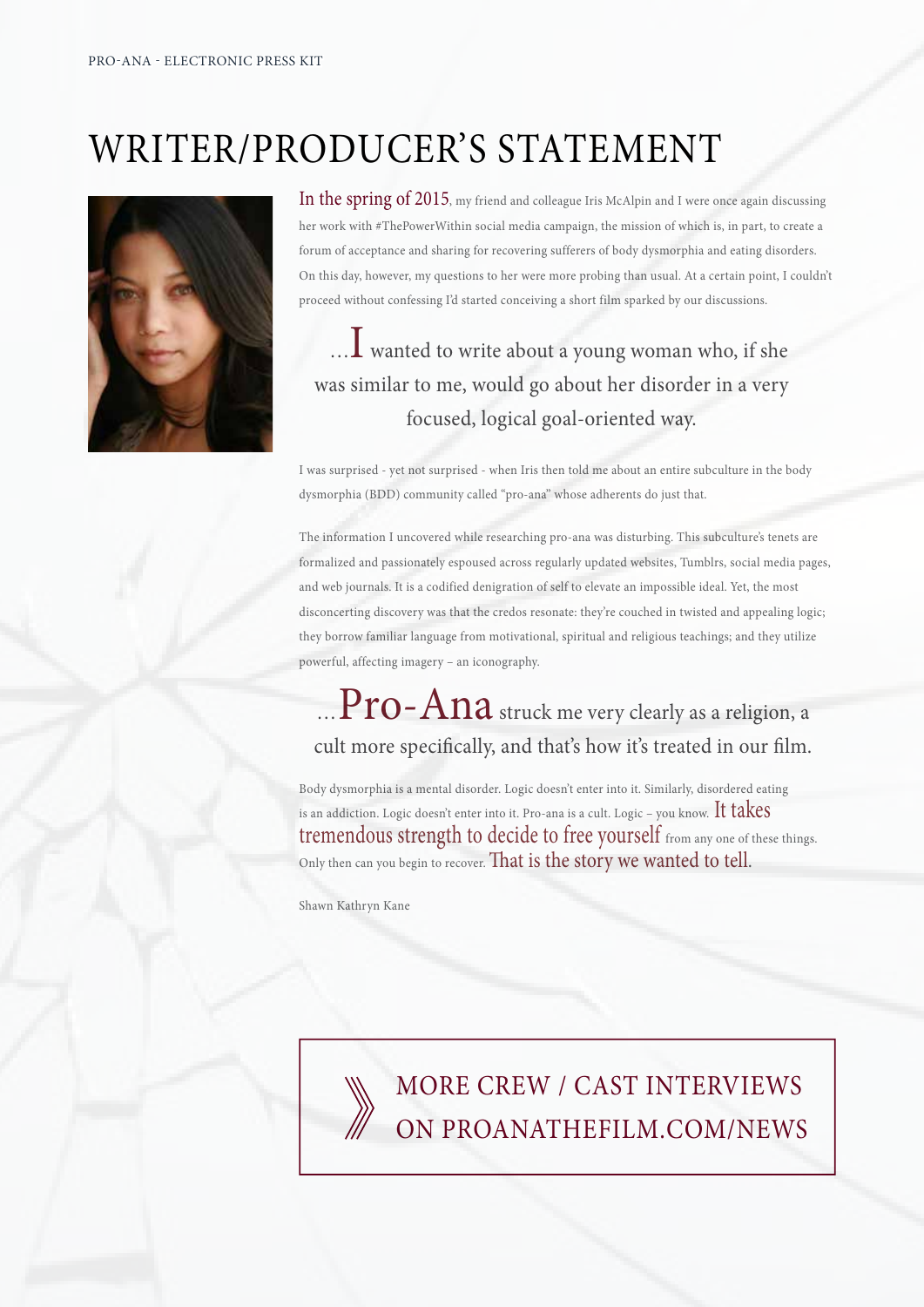# WRITER/PRODUCER'S STATEMENT

In the spring of 2015, my friend and colleague Iris McAlpin and I were once again discussing her work with #ThePowerWithin social media campaign, the mission of which is, in part, to create a forum of acceptance and sharing for recovering sufferers of body dysmorphia and eating disorders. On this day, however, my questions to her were more probing than usual. At a certain point, I couldn't proceed without confessing I'd started conceiving a short film sparked by our discussions.

> ...I wanted to write about a young woman who, if she was similar to me, would go about her disorder in a very focused, logical goal-oriented way.

I was surprised - yet not surprised - when Iris then told me about an entire subculture in the body dysmorphia (BDD) community called "pro-ana" whose adherents do just that.

The information I uncovered while researching pro-ana was disturbing. This subculture's tenets are formalized and passionately espoused across regularly updated websites, Tumblrs, social media pages, and web journals. It is a codified denigration of self to elevate an impossible ideal. Yet, the most disconcerting discovery was that the credos resonate: they're couched in twisted and appealing logic; they borrow familiar language from motivational, spiritual and religious teachings; and they utilize powerful, affecting imagery – an iconography.

> ...Pro-Ana struck me very clearly as a religion, a cult more specifically, and that's how it's treated in our film.

Body dysmorphia is a mental disorder. Logic doesn't enter into it. Similarly, disordered eating is an addiction. Logic doesn't enter into it. Pro-ana is a cult. Logic – you know. It takes tremendous strength to decide to free yourself from any one of these things. Only then can you begin to recover. That is the story we wanted to tell.

Shawn Kathryn Kane

MORE CREW / CAST INTERVIEWS ON PROANATHEFILM.COM/NEWS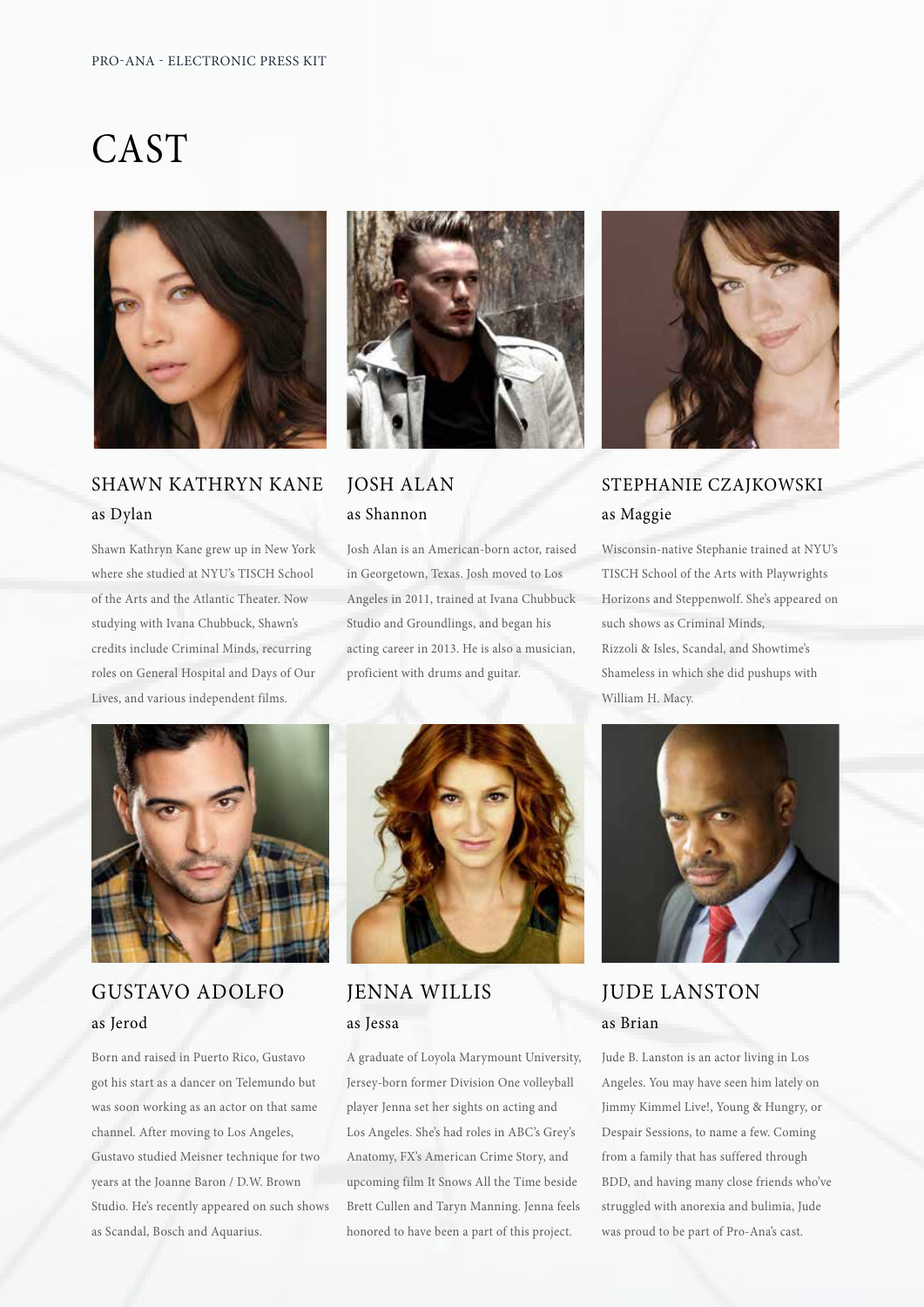# CAST

## SHAWN KATHRYN KANE
### as Dylan

Shawn Kathryn Kane grew up in New York where she studied at NYU's TISCH School of the Arts and the Atlantic Theater. Now studying with Ivana Chubbuck, Shawn's credits include Criminal Minds, recurring roles on General Hospital and Days of Our Lives, and various independent films.

## JOSH ALAN
### as Shannon

Josh Alan is an American-born actor, raised in Georgetown, Texas. Josh moved to Los Angeles in 2011, trained at Ivana Chubbuck Studio and Groundlings, and began his acting career in 2013. He is also a musician, proficient with drums and guitar.

## STEPHANIE CZAJKOWSKI
### as Maggie

Wisconsin-native Stephanie trained at NYU's TISCH School of the Arts with Playwrights Horizons and Steppenwolf. She's appeared on such shows as Criminal Minds, Rizzoli & Isles, Scandal, and Showtime's Shameless in which she did pushups with William H. Macy.

## GUSTAVO ADOLFO
### as Jerod

Born and raised in Puerto Rico, Gustavo got his start as a dancer on Telemundo but was soon working as an actor on that same channel. After moving to Los Angeles, Gustavo studied Meisner technique for two years at the Joanne Baron / D.W. Brown Studio. He's recently appeared on such shows as Scandal, Bosch and Aquarius.

## JENNA WILLIS
### as Jessa

A graduate of Loyola Marymount University, Jersey-born former Division One volleyball player Jenna set her sights on acting and Los Angeles. She's had roles in ABC's Grey's Anatomy, FX's American Crime Story, and upcoming film It Snows All the Time beside Brett Cullen and Taryn Manning. Jenna feels honored to have been a part of this project.

## JUDE LANSTON
### as Brian

Jude B. Lanston is an actor living in Los Angeles. You may have seen him lately on Jimmy Kimmel Live!, Young & Hungry, or Despair Sessions, to name a few. Coming from a family that has suffered through BDD, and having many close friends who've struggled with anorexia and bulimia, Jude was proud to be part of Pro-Ana's cast.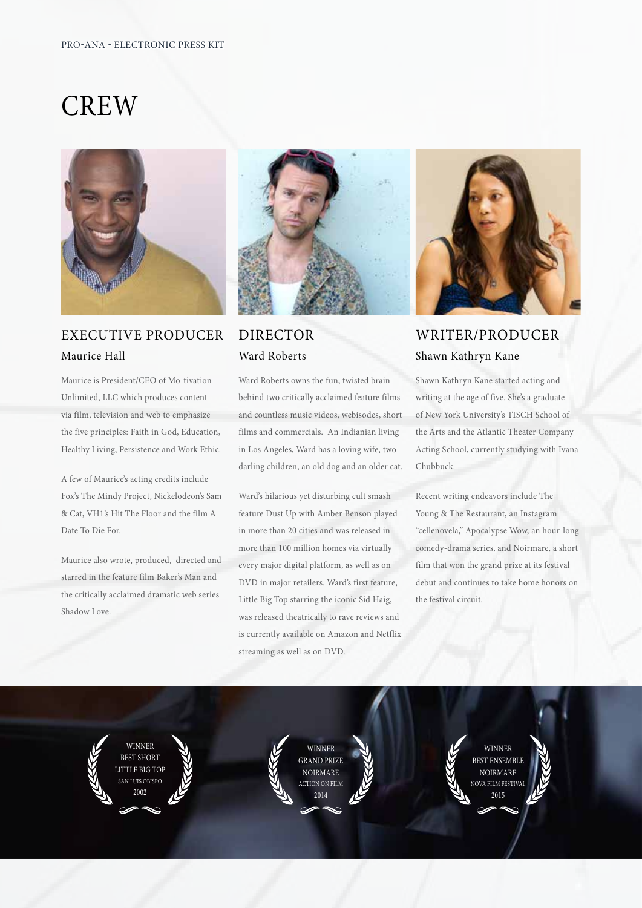# CREW

## EXECUTIVE PRODUCER

### Maurice Hall

Maurice is President/CEO of Mo-tivation Unlimited, LLC which produces content via film, television and web to emphasize the five principles: Faith in God, Education, Healthy Living, Persistence and Work Ethic.

A few of Maurice's acting credits include Fox's The Mindy Project, Nickelodeon's Sam & Cat, VH1's Hit The Floor and the film A Date To Die For.

Maurice also wrote, produced, directed and starred in the feature film Baker's Man and the critically acclaimed dramatic web series Shadow Love.

## DIRECTOR

### Ward Roberts

Ward Roberts owns the fun, twisted brain behind two critically acclaimed feature films and countless music videos, webisodes, short films and commercials. An Indianian living in Los Angeles, Ward has a loving wife, two darling children, an old dog and an older cat.

Ward's hilarious yet disturbing cult smash feature Dust Up with Amber Benson played in more than 20 cities and was released in more than 100 million homes via virtually every major digital platform, as well as on DVD in major retailers. Ward's first feature, Little Big Top starring the iconic Sid Haig, was released theatrically to rave reviews and is currently available on Amazon and Netflix streaming as well as on DVD.

## WRITER/PRODUCER

### Shawn Kathryn Kane

Shawn Kathryn Kane started acting and writing at the age of five. She's a graduate of New York University's TISCH School of the Arts and the Atlantic Theater Company Acting School, currently studying with Ivana Chubbuck.

Recent writing endeavors include The Young & The Restaurant, an Instagram "cellenovela," Apocalypse Wow, an hour-long comedy-drama series, and Noirmare, a short film that won the grand prize at its festival debut and continues to take home honors on the festival circuit.

WINNER
BEST SHORT
LITTLE BIG TOP
SAN LUIS OBISPO
2002

WINNER
GRAND PRIZE
NOIRMARE
ACTION ON FILM
2014

WINNER
BEST ENSEMBLE
NOIRMARE
NOVA FILM FESTIVAL
2015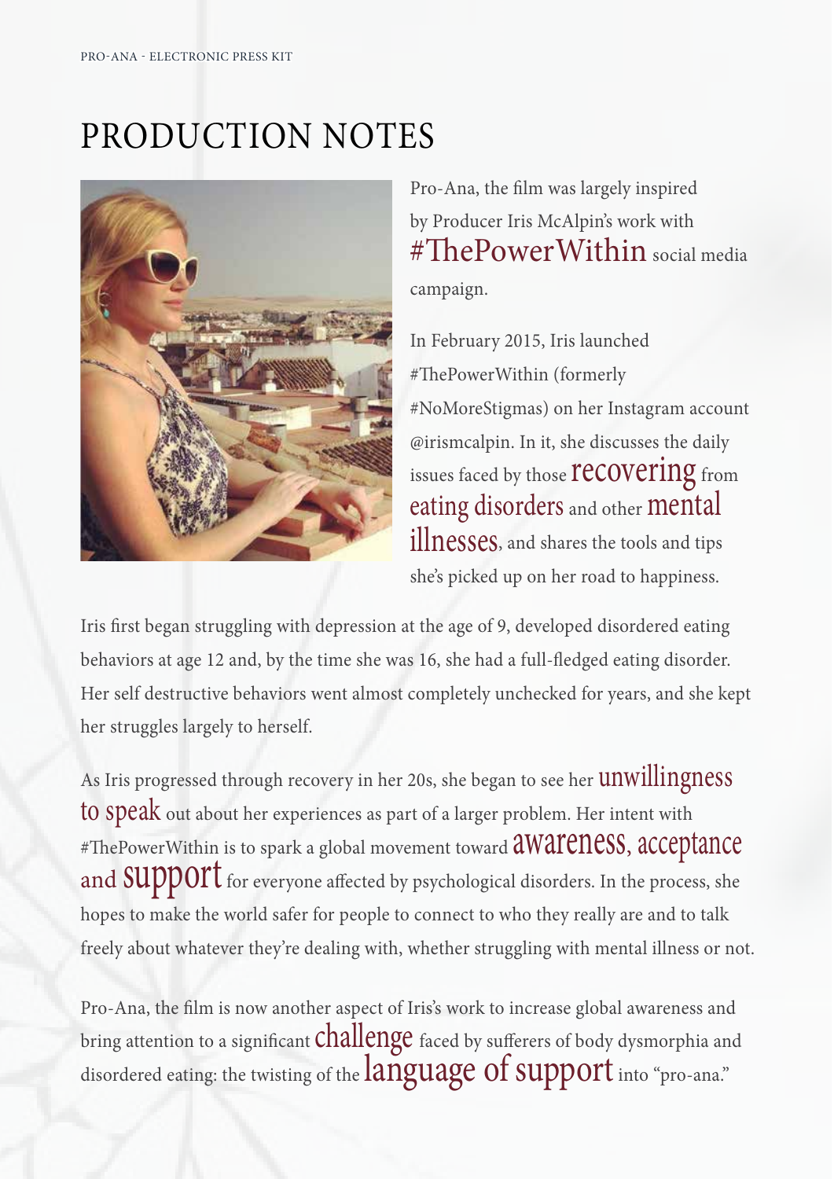# PRODUCTION NOTES

Pro-Ana, the film was largely inspired by Producer Iris McAlpin's work with #ThePowerWithin social media campaign.

In February 2015, Iris launched #ThePowerWithin (formerly #NoMoreStigmas) on her Instagram account @irismcalpin. In it, she discusses the daily issues faced by those recovering from eating disorders and other mental illnesses, and shares the tools and tips she's picked up on her road to happiness.

Iris first began struggling with depression at the age of 9, developed disordered eating behaviors at age 12 and, by the time she was 16, she had a full-fledged eating disorder. Her self destructive behaviors went almost completely unchecked for years, and she kept her struggles largely to herself.

As Iris progressed through recovery in her 20s, she began to see her unwillingness to speak out about her experiences as part of a larger problem. Her intent with #ThePowerWithin is to spark a global movement toward awareness, acceptance and support for everyone affected by psychological disorders. In the process, she hopes to make the world safer for people to connect to who they really are and to talk freely about whatever they're dealing with, whether struggling with mental illness or not.

Pro-Ana, the film is now another aspect of Iris's work to increase global awareness and bring attention to a significant challenge faced by sufferers of body dysmorphia and disordered eating: the twisting of the language of support into "pro-ana."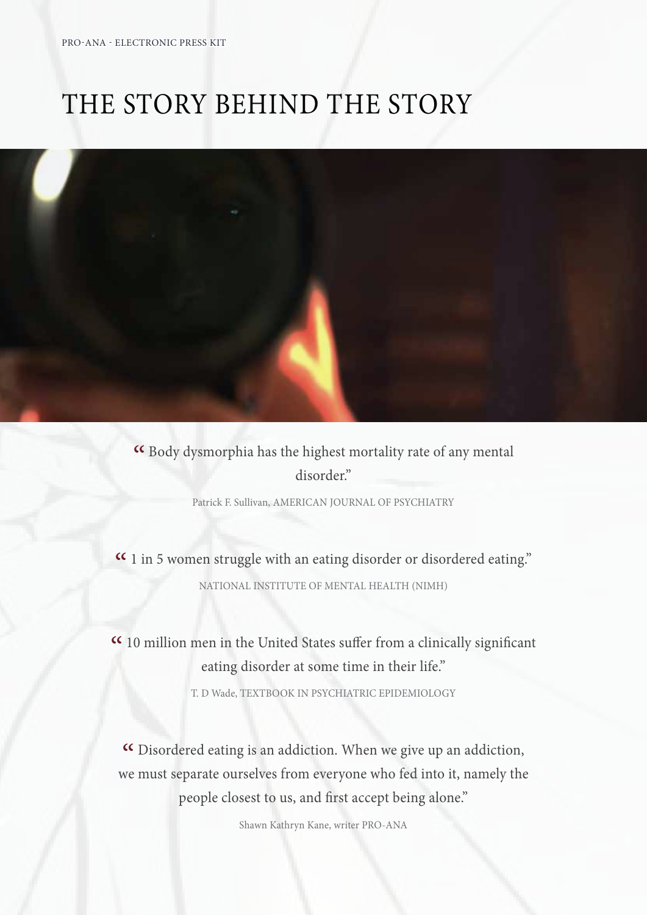# THE STORY BEHIND THE STORY

> " Body dysmorphia has the highest mortality rate of any mental disorder."
>
> Patrick F. Sullivan, AMERICAN JOURNAL OF PSYCHIATRY

> " 1 in 5 women struggle with an eating disorder or disordered eating."
>
> NATIONAL INSTITUTE OF MENTAL HEALTH (NIMH)

> " 10 million men in the United States suffer from a clinically significant eating disorder at some time in their life."
>
> T. D Wade, TEXTBOOK IN PSYCHIATRIC EPIDEMIOLOGY

> " Disordered eating is an addiction. When we give up an addiction, we must separate ourselves from everyone who fed into it, namely the people closest to us, and first accept being alone."
>
> Shawn Kathryn Kane, writer PRO-ANA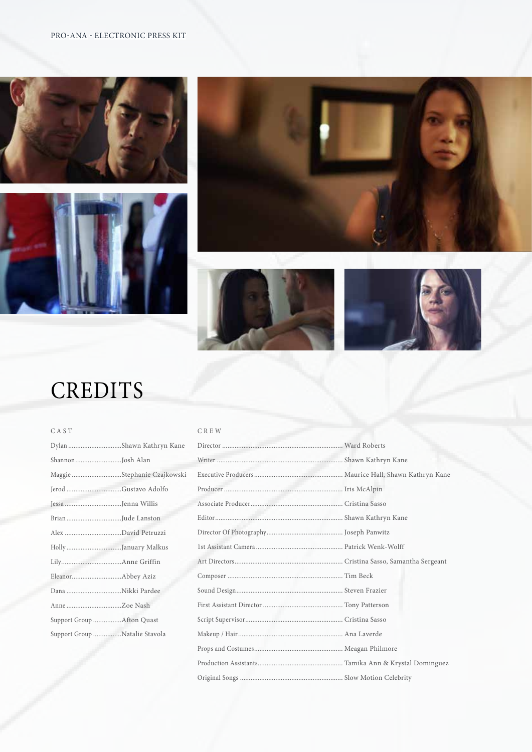# CREDITS

## CAST

| | |
|---|---|
| Dylan | Shawn Kathryn Kane |
| Shannon | Josh Alan |
| Maggie | Stephanie Czajkowski |
| Jerod | Gustavo Adolfo |
| Jessa | Jenna Willis |
| Brian | Jude Lanston |
| Alex | David Petruzzi |
| Holly | January Malkus |
| Lily | Anne Griffin |
| Eleanor | Abbey Aziz |
| Dana | Nikki Pardee |
| Anne | Zoe Nash |
| Support Group | Afton Quast |
| Support Group | Natalie Stavola |

## CREW

| | |
|---|---|
| Director | Ward Roberts |
| Writer | Shawn Kathryn Kane |
| Executive Producers | Maurice Hall, Shawn Kathryn Kane |
| Producer | Iris McAlpin |
| Associate Producer | Cristina Sasso |
| Editor | Shawn Kathryn Kane |
| Director Of Photography | Joseph Panwitz |
| 1st Assistant Camera | Patrick Wenk-Wolff |
| Art Directors | Cristina Sasso, Samantha Sergeant |
| Composer | Tim Beck |
| Sound Design | Steven Frazier |
| First Assistant Director | Tony Patterson |
| Script Supervisor | Cristina Sasso |
| Makeup / Hair | Ana Laverde |
| Props and Costumes | Meagan Philmore |
| Production Assistants | Tamika Ann & Krystal Dominguez |
| Original Songs | Slow Motion Celebrity |